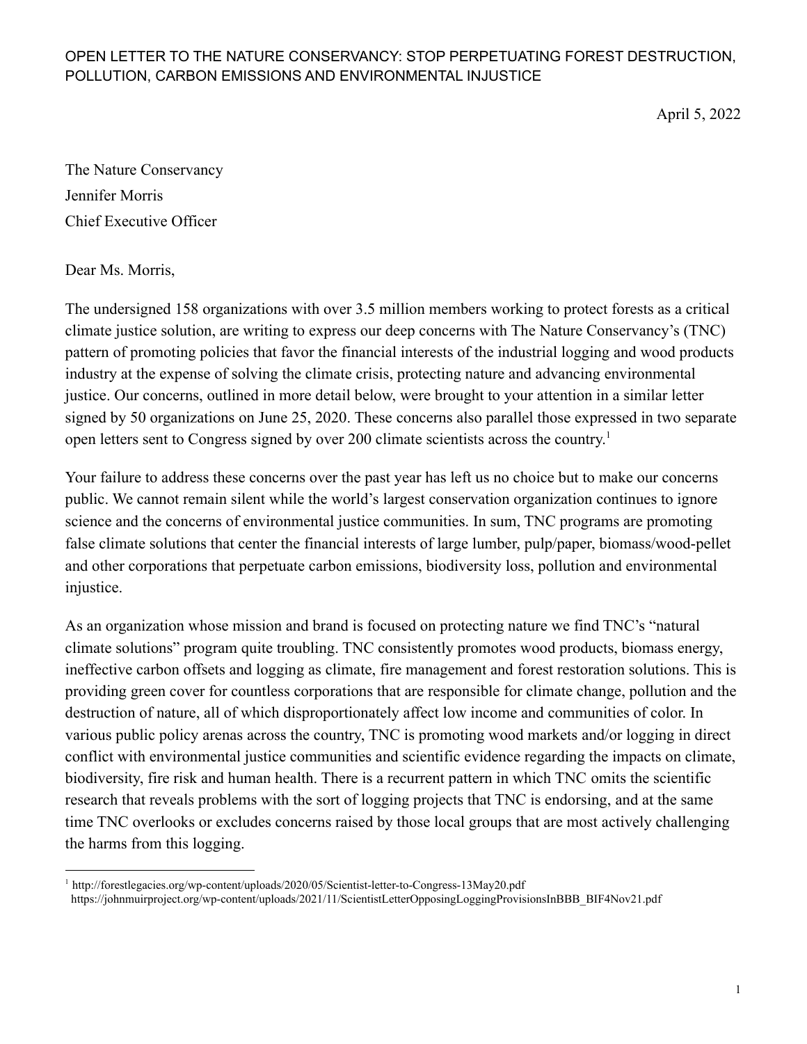# OPEN LETTER TO THE NATURE CONSERVANCY: STOP PERPETUATING FOREST DESTRUCTION, POLLUTION, CARBON EMISSIONS AND ENVIRONMENTAL INJUSTICE

April 5, 2022

The Nature Conservancy
Jennifer Morris
Chief Executive Officer

Dear Ms. Morris,

The undersigned 158 organizations with over 3.5 million members working to protect forests as a critical climate justice solution, are writing to express our deep concerns with The Nature Conservancy's (TNC) pattern of promoting policies that favor the financial interests of the industrial logging and wood products industry at the expense of solving the climate crisis, protecting nature and advancing environmental justice. Our concerns, outlined in more detail below, were brought to your attention in a similar letter signed by 50 organizations on June 25, 2020. These concerns also parallel those expressed in two separate open letters sent to Congress signed by over 200 climate scientists across the country.[1]

Your failure to address these concerns over the past year has left us no choice but to make our concerns public. We cannot remain silent while the world's largest conservation organization continues to ignore science and the concerns of environmental justice communities. In sum, TNC programs are promoting false climate solutions that center the financial interests of large lumber, pulp/paper, biomass/wood-pellet and other corporations that perpetuate carbon emissions, biodiversity loss, pollution and environmental injustice.

As an organization whose mission and brand is focused on protecting nature we find TNC's "natural climate solutions" program quite troubling. TNC consistently promotes wood products, biomass energy, ineffective carbon offsets and logging as climate, fire management and forest restoration solutions. This is providing green cover for countless corporations that are responsible for climate change, pollution and the destruction of nature, all of which disproportionately affect low income and communities of color. In various public policy arenas across the country, TNC is promoting wood markets and/or logging in direct conflict with environmental justice communities and scientific evidence regarding the impacts on climate, biodiversity, fire risk and human health. There is a recurrent pattern in which TNC omits the scientific research that reveals problems with the sort of logging projects that TNC is endorsing, and at the same time TNC overlooks or excludes concerns raised by those local groups that are most actively challenging the harms from this logging.

---

[1] http://forestlegacies.org/wp-content/uploads/2020/05/Scientist-letter-to-Congress-13May20.pdf
https://johnmuirproject.org/wp-content/uploads/2021/11/ScientistLetterOpposingLoggingProvisionsInBBB_BIF4Nov21.pdf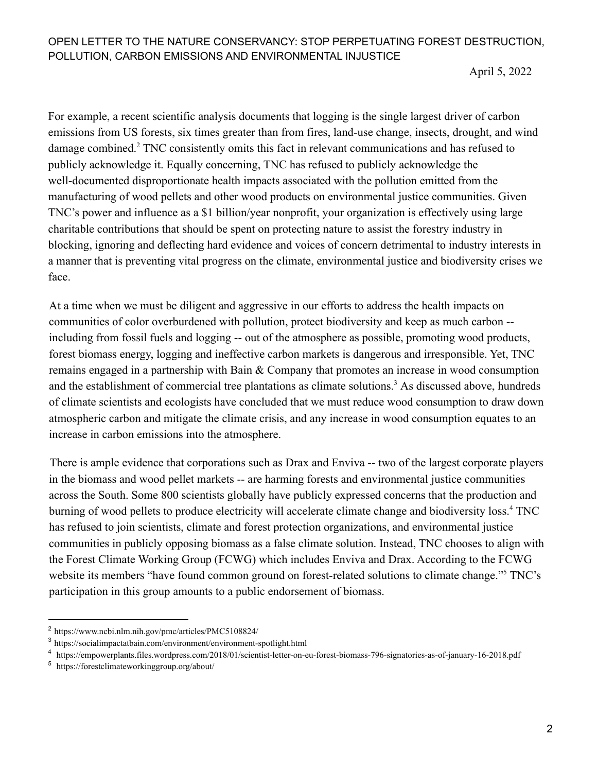For example, a recent scientific analysis documents that logging is the single largest driver of carbon emissions from US forests, six times greater than from fires, land-use change, insects, drought, and wind damage combined.[2] TNC consistently omits this fact in relevant communications and has refused to publicly acknowledge it. Equally concerning, TNC has refused to publicly acknowledge the well-documented disproportionate health impacts associated with the pollution emitted from the manufacturing of wood pellets and other wood products on environmental justice communities. Given TNC's power and influence as a $1 billion/year nonprofit, your organization is effectively using large charitable contributions that should be spent on protecting nature to assist the forestry industry in blocking, ignoring and deflecting hard evidence and voices of concern detrimental to industry interests in a manner that is preventing vital progress on the climate, environmental justice and biodiversity crises we face.

At a time when we must be diligent and aggressive in our efforts to address the health impacts on communities of color overburdened with pollution, protect biodiversity and keep as much carbon -- including from fossil fuels and logging -- out of the atmosphere as possible, promoting wood products, forest biomass energy, logging and ineffective carbon markets is dangerous and irresponsible. Yet, TNC remains engaged in a partnership with Bain & Company that promotes an increase in wood consumption and the establishment of commercial tree plantations as climate solutions.[3] As discussed above, hundreds of climate scientists and ecologists have concluded that we must reduce wood consumption to draw down atmospheric carbon and mitigate the climate crisis, and any increase in wood consumption equates to an increase in carbon emissions into the atmosphere.

There is ample evidence that corporations such as Drax and Enviva -- two of the largest corporate players in the biomass and wood pellet markets -- are harming forests and environmental justice communities across the South. Some 800 scientists globally have publicly expressed concerns that the production and burning of wood pellets to produce electricity will accelerate climate change and biodiversity loss.[4] TNC has refused to join scientists, climate and forest protection organizations, and environmental justice communities in publicly opposing biomass as a false climate solution. Instead, TNC chooses to align with the Forest Climate Working Group (FCWG) which includes Enviva and Drax. According to the FCWG website its members "have found common ground on forest-related solutions to climate change."[5] TNC's participation in this group amounts to a public endorsement of biomass.

---

[2] https://www.ncbi.nlm.nih.gov/pmc/articles/PMC5108824/

[3] https://socialimpactatbain.com/environment/environment-spotlight.html

[4] https://empowerplants.files.wordpress.com/2018/01/scientist-letter-on-eu-forest-biomass-796-signatories-as-of-january-16-2018.pdf

[5] https://forestclimateworkinggroup.org/about/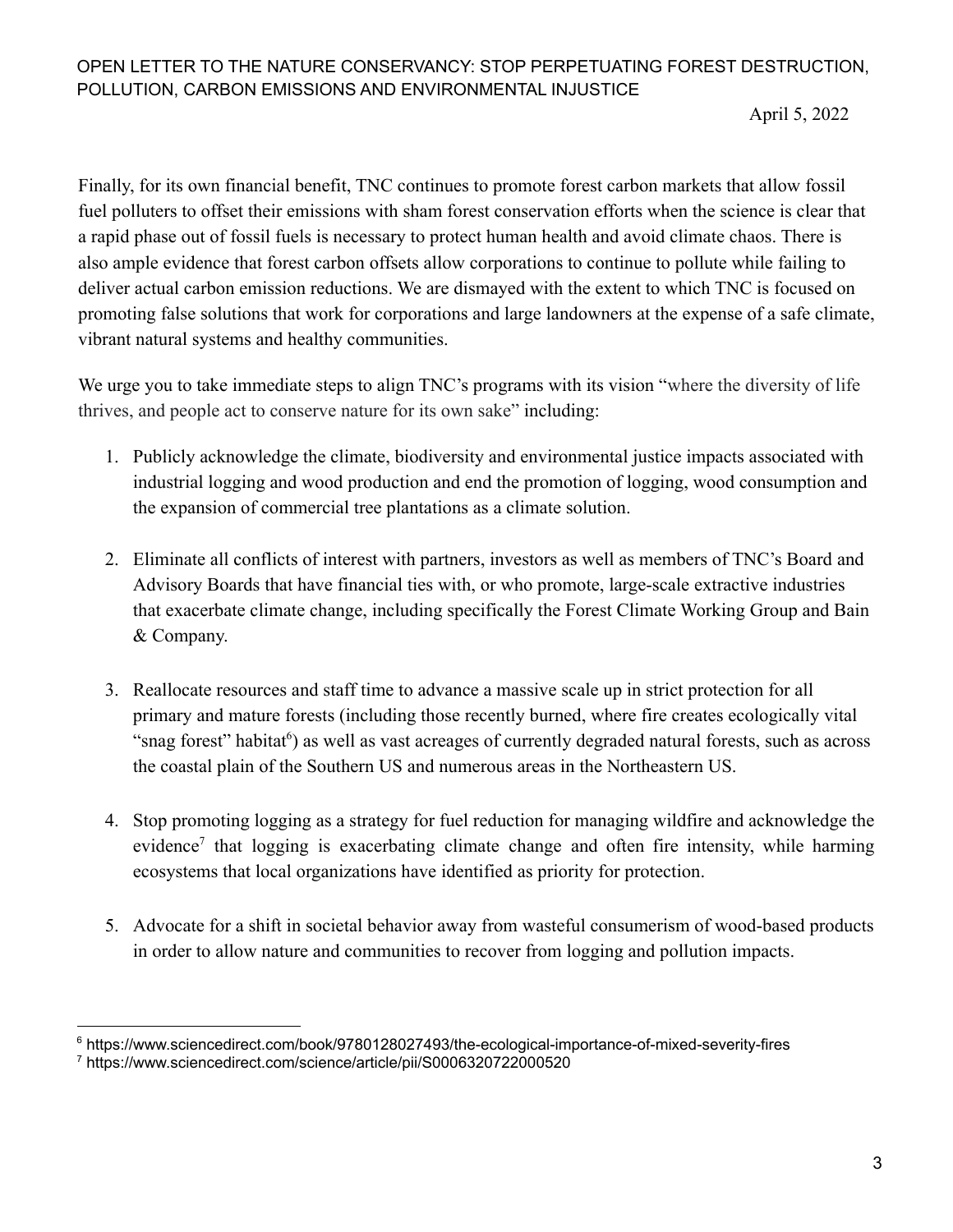Finally, for its own financial benefit, TNC continues to promote forest carbon markets that allow fossil fuel polluters to offset their emissions with sham forest conservation efforts when the science is clear that a rapid phase out of fossil fuels is necessary to protect human health and avoid climate chaos. There is also ample evidence that forest carbon offsets allow corporations to continue to pollute while failing to deliver actual carbon emission reductions. We are dismayed with the extent to which TNC is focused on promoting false solutions that work for corporations and large landowners at the expense of a safe climate, vibrant natural systems and healthy communities.

We urge you to take immediate steps to align TNC's programs with its vision "where the diversity of life thrives, and people act to conserve nature for its own sake" including:

1. Publicly acknowledge the climate, biodiversity and environmental justice impacts associated with industrial logging and wood production and end the promotion of logging, wood consumption and the expansion of commercial tree plantations as a climate solution.

2. Eliminate all conflicts of interest with partners, investors as well as members of TNC's Board and Advisory Boards that have financial ties with, or who promote, large-scale extractive industries that exacerbate climate change, including specifically the Forest Climate Working Group and Bain & Company.

3. Reallocate resources and staff time to advance a massive scale up in strict protection for all primary and mature forests (including those recently burned, where fire creates ecologically vital "snag forest" habitat[6]) as well as vast acreages of currently degraded natural forests, such as across the coastal plain of the Southern US and numerous areas in the Northeastern US.

4. Stop promoting logging as a strategy for fuel reduction for managing wildfire and acknowledge the evidence[7] that logging is exacerbating climate change and often fire intensity, while harming ecosystems that local organizations have identified as priority for protection.

5. Advocate for a shift in societal behavior away from wasteful consumerism of wood-based products in order to allow nature and communities to recover from logging and pollution impacts.

---

[6] https://www.sciencedirect.com/book/9780128027493/the-ecological-importance-of-mixed-severity-fires

[7] https://www.sciencedirect.com/science/article/pii/S0006320722000520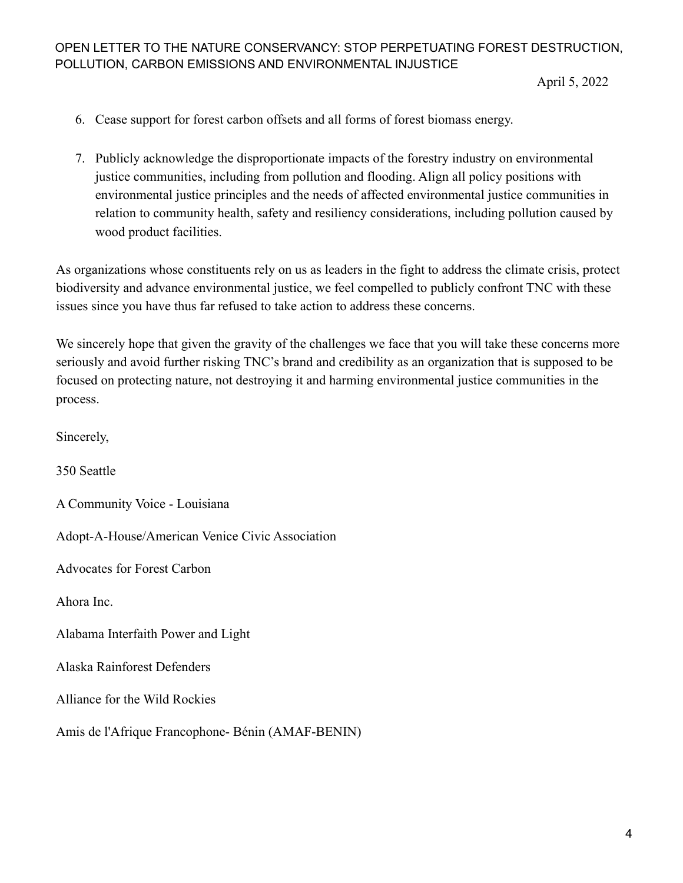6. Cease support for forest carbon offsets and all forms of forest biomass energy.

7. Publicly acknowledge the disproportionate impacts of the forestry industry on environmental justice communities, including from pollution and flooding. Align all policy positions with environmental justice principles and the needs of affected environmental justice communities in relation to community health, safety and resiliency considerations, including pollution caused by wood product facilities.

As organizations whose constituents rely on us as leaders in the fight to address the climate crisis, protect biodiversity and advance environmental justice, we feel compelled to publicly confront TNC with these issues since you have thus far refused to take action to address these concerns.

We sincerely hope that given the gravity of the challenges we face that you will take these concerns more seriously and avoid further risking TNC's brand and credibility as an organization that is supposed to be focused on protecting nature, not destroying it and harming environmental justice communities in the process.

Sincerely,

350 Seattle

A Community Voice - Louisiana

Adopt-A-House/American Venice Civic Association

Advocates for Forest Carbon

Ahora Inc.

Alabama Interfaith Power and Light

Alaska Rainforest Defenders

Alliance for the Wild Rockies

Amis de l'Afrique Francophone- Bénin (AMAF-BENIN)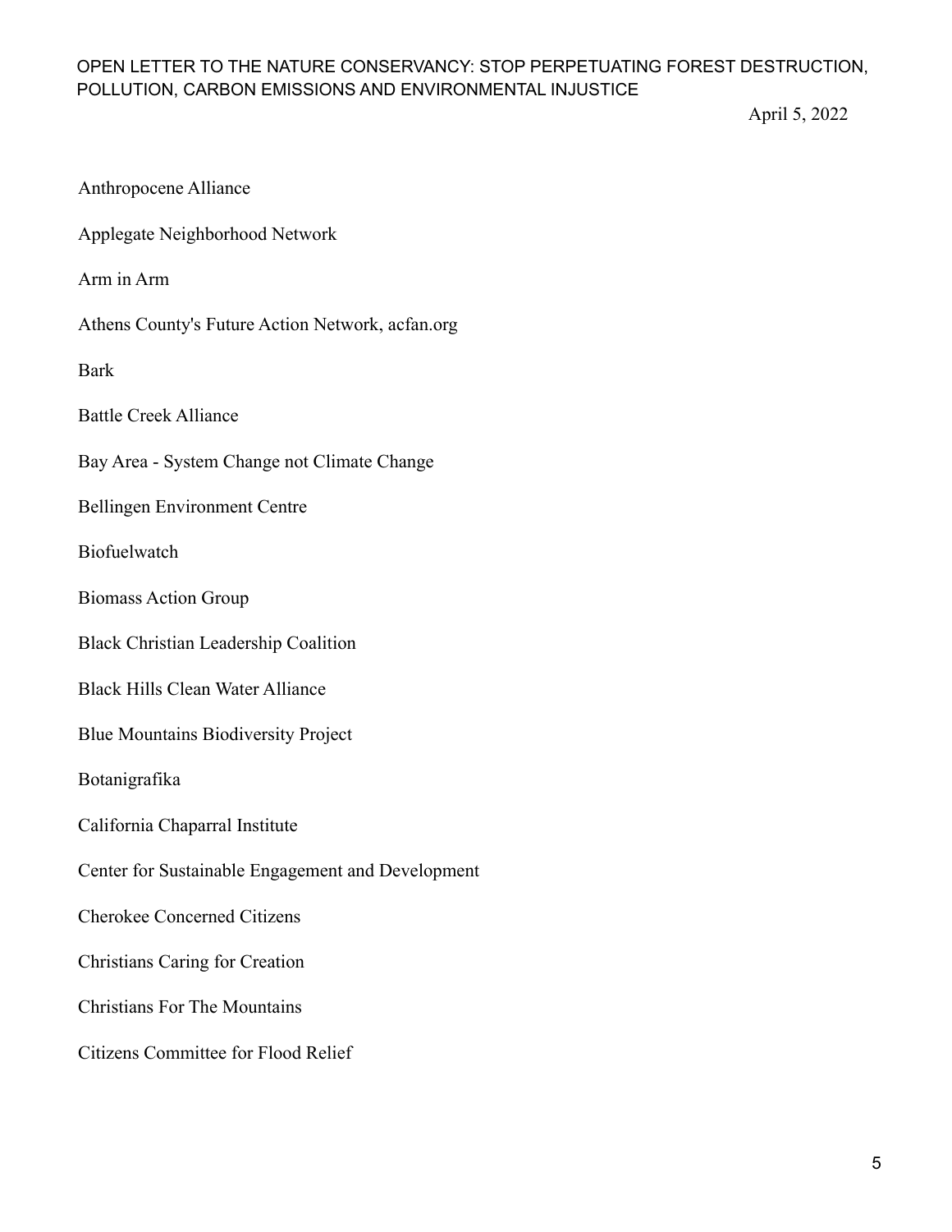Anthropocene Alliance

Applegate Neighborhood Network

Arm in Arm

Athens County's Future Action Network, acfan.org

Bark

Battle Creek Alliance

Bay Area - System Change not Climate Change

Bellingen Environment Centre

Biofuelwatch

Biomass Action Group

Black Christian Leadership Coalition

Black Hills Clean Water Alliance

Blue Mountains Biodiversity Project

Botanigrafika

California Chaparral Institute

Center for Sustainable Engagement and Development

Cherokee Concerned Citizens

Christians Caring for Creation

Christians For The Mountains

Citizens Committee for Flood Relief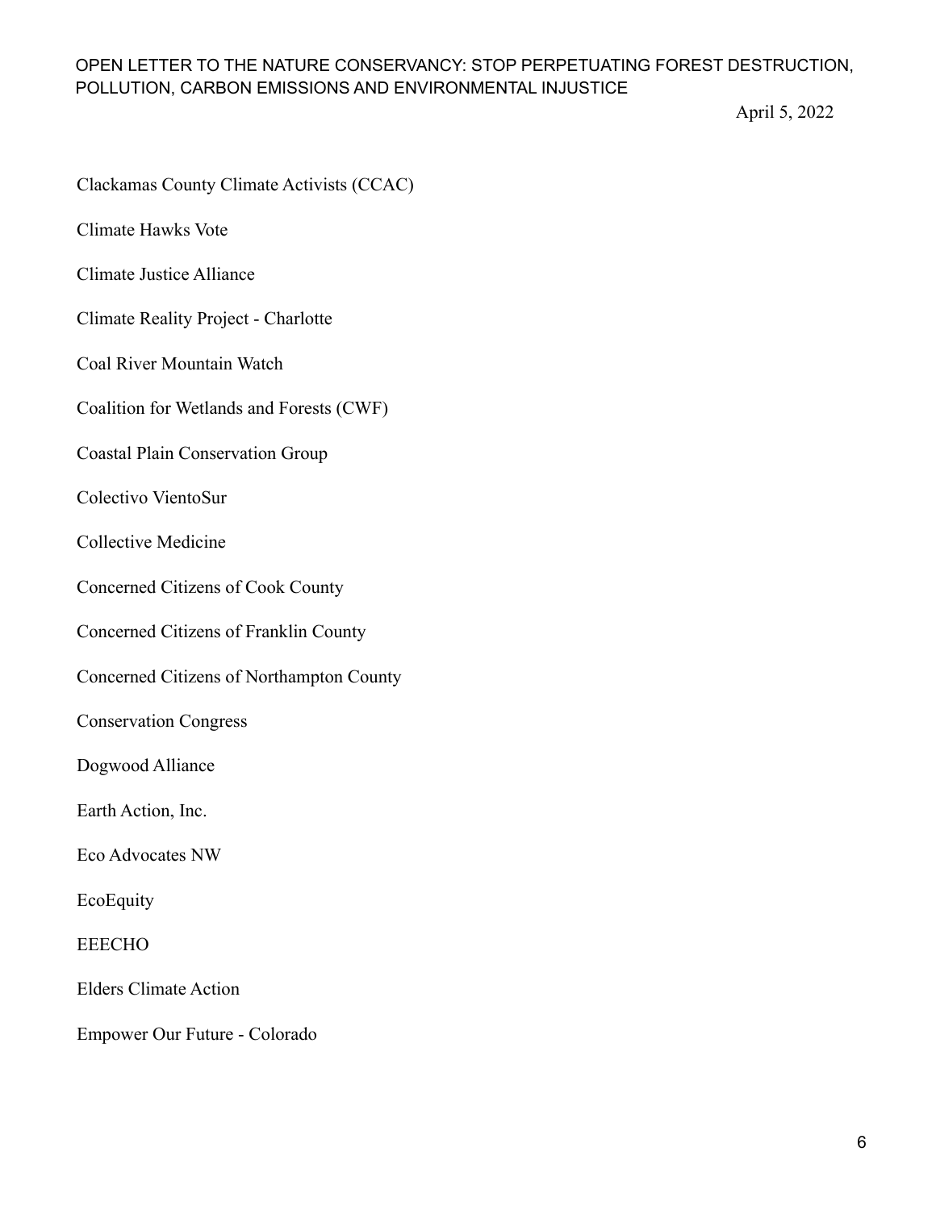Clackamas County Climate Activists (CCAC)

Climate Hawks Vote

Climate Justice Alliance

Climate Reality Project - Charlotte

Coal River Mountain Watch

Coalition for Wetlands and Forests (CWF)

Coastal Plain Conservation Group

Colectivo VientoSur

Collective Medicine

Concerned Citizens of Cook County

Concerned Citizens of Franklin County

Concerned Citizens of Northampton County

Conservation Congress

Dogwood Alliance

Earth Action, Inc.

Eco Advocates NW

EcoEquity

EEECHO

Elders Climate Action

Empower Our Future - Colorado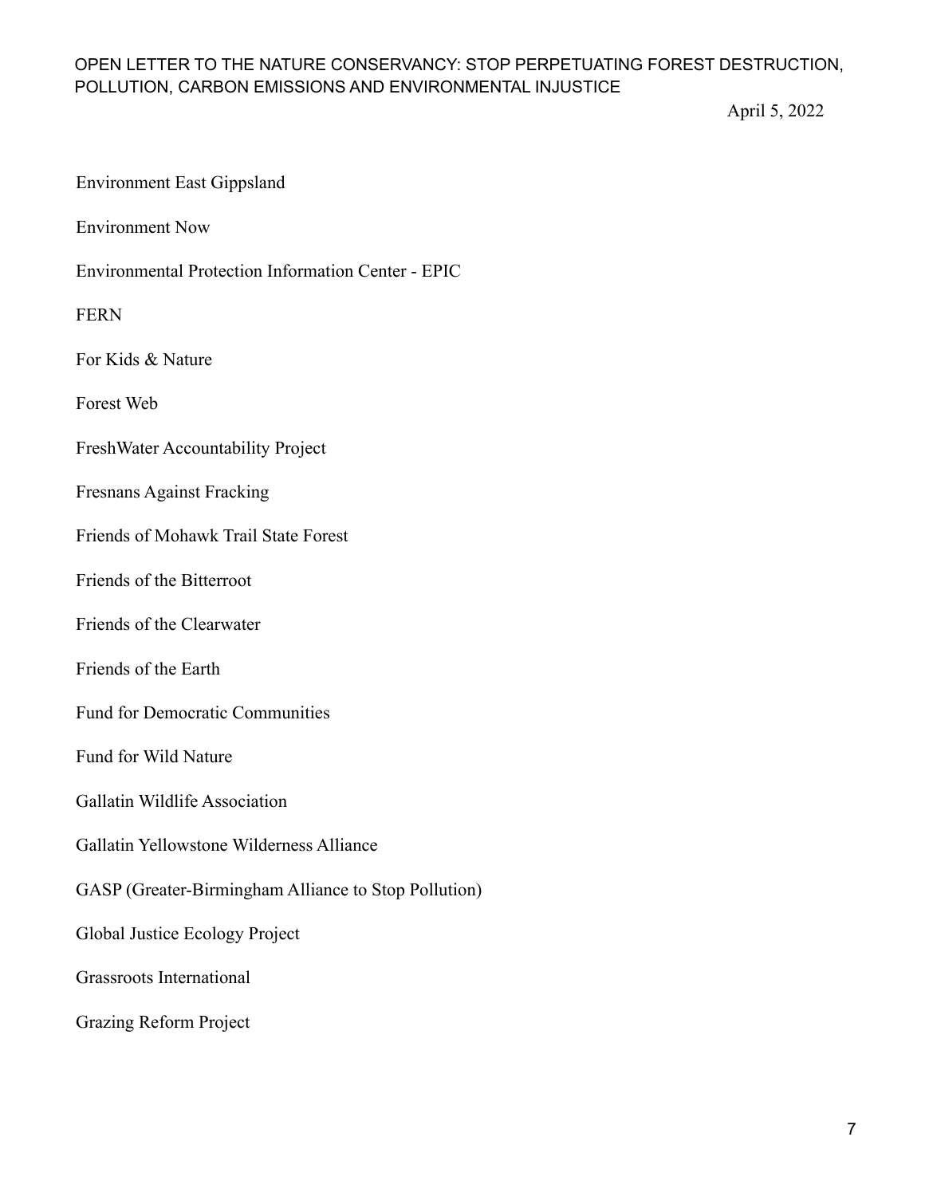Environment East Gippsland

Environment Now

Environmental Protection Information Center - EPIC

FERN

For Kids & Nature

Forest Web

FreshWater Accountability Project

Fresnans Against Fracking

Friends of Mohawk Trail State Forest

Friends of the Bitterroot

Friends of the Clearwater

Friends of the Earth

Fund for Democratic Communities

Fund for Wild Nature

Gallatin Wildlife Association

Gallatin Yellowstone Wilderness Alliance

GASP (Greater-Birmingham Alliance to Stop Pollution)

Global Justice Ecology Project

Grassroots International

Grazing Reform Project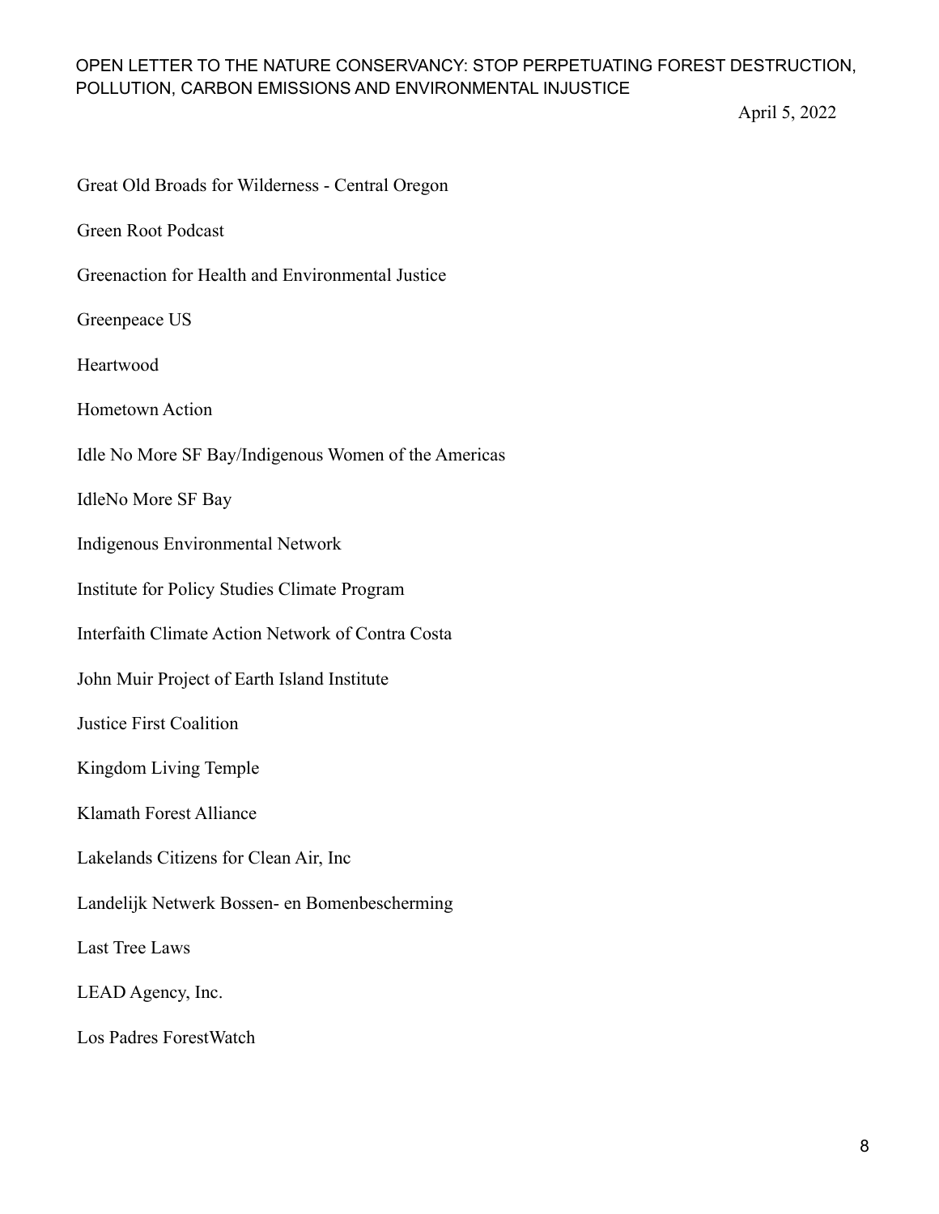Great Old Broads for Wilderness - Central Oregon

Green Root Podcast

Greenaction for Health and Environmental Justice

Greenpeace US

Heartwood

Hometown Action

Idle No More SF Bay/Indigenous Women of the Americas

IdleNo More SF Bay

Indigenous Environmental Network

Institute for Policy Studies Climate Program

Interfaith Climate Action Network of Contra Costa

John Muir Project of Earth Island Institute

Justice First Coalition

Kingdom Living Temple

Klamath Forest Alliance

Lakelands Citizens for Clean Air, Inc

Landelijk Netwerk Bossen- en Bomenbescherming

Last Tree Laws

LEAD Agency, Inc.

Los Padres ForestWatch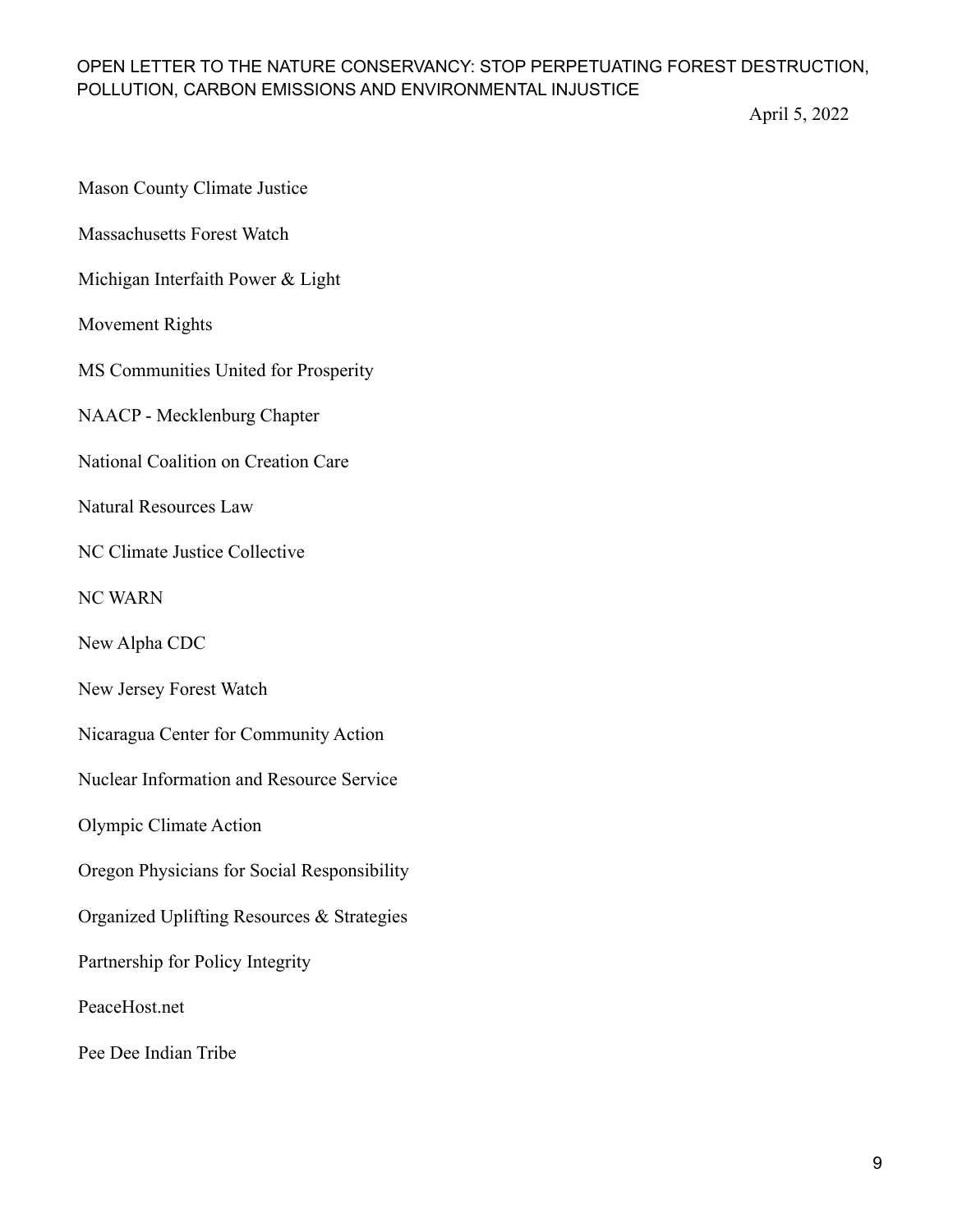Mason County Climate Justice

Massachusetts Forest Watch

Michigan Interfaith Power & Light

Movement Rights

MS Communities United for Prosperity

NAACP - Mecklenburg Chapter

National Coalition on Creation Care

Natural Resources Law

NC Climate Justice Collective

NC WARN

New Alpha CDC

New Jersey Forest Watch

Nicaragua Center for Community Action

Nuclear Information and Resource Service

Olympic Climate Action

Oregon Physicians for Social Responsibility

Organized Uplifting Resources & Strategies

Partnership for Policy Integrity

PeaceHost.net

Pee Dee Indian Tribe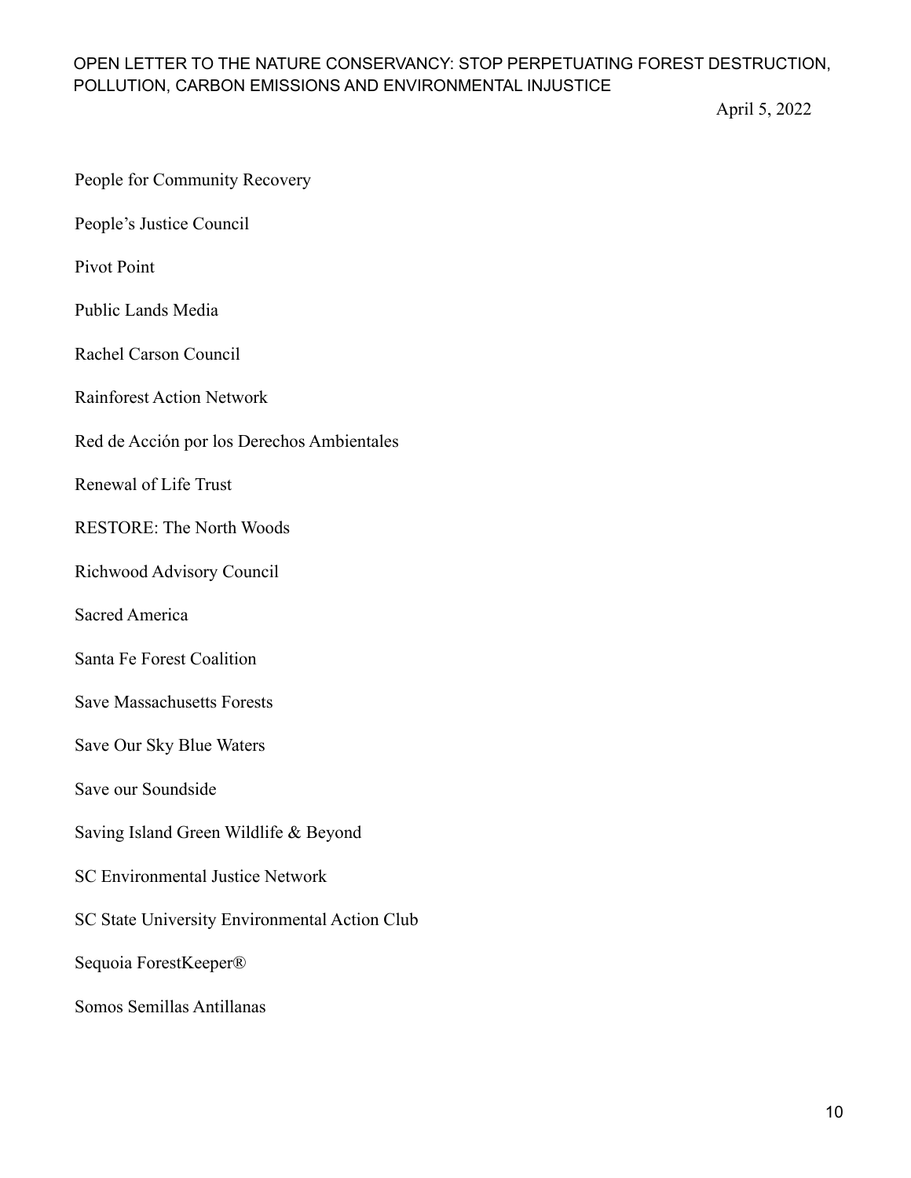People for Community Recovery

People's Justice Council

Pivot Point

Public Lands Media

Rachel Carson Council

Rainforest Action Network

Red de Acción por los Derechos Ambientales

Renewal of Life Trust

RESTORE: The North Woods

Richwood Advisory Council

Sacred America

Santa Fe Forest Coalition

Save Massachusetts Forests

Save Our Sky Blue Waters

Save our Soundside

Saving Island Green Wildlife & Beyond

SC Environmental Justice Network

SC State University Environmental Action Club

Sequoia ForestKeeper®

Somos Semillas Antillanas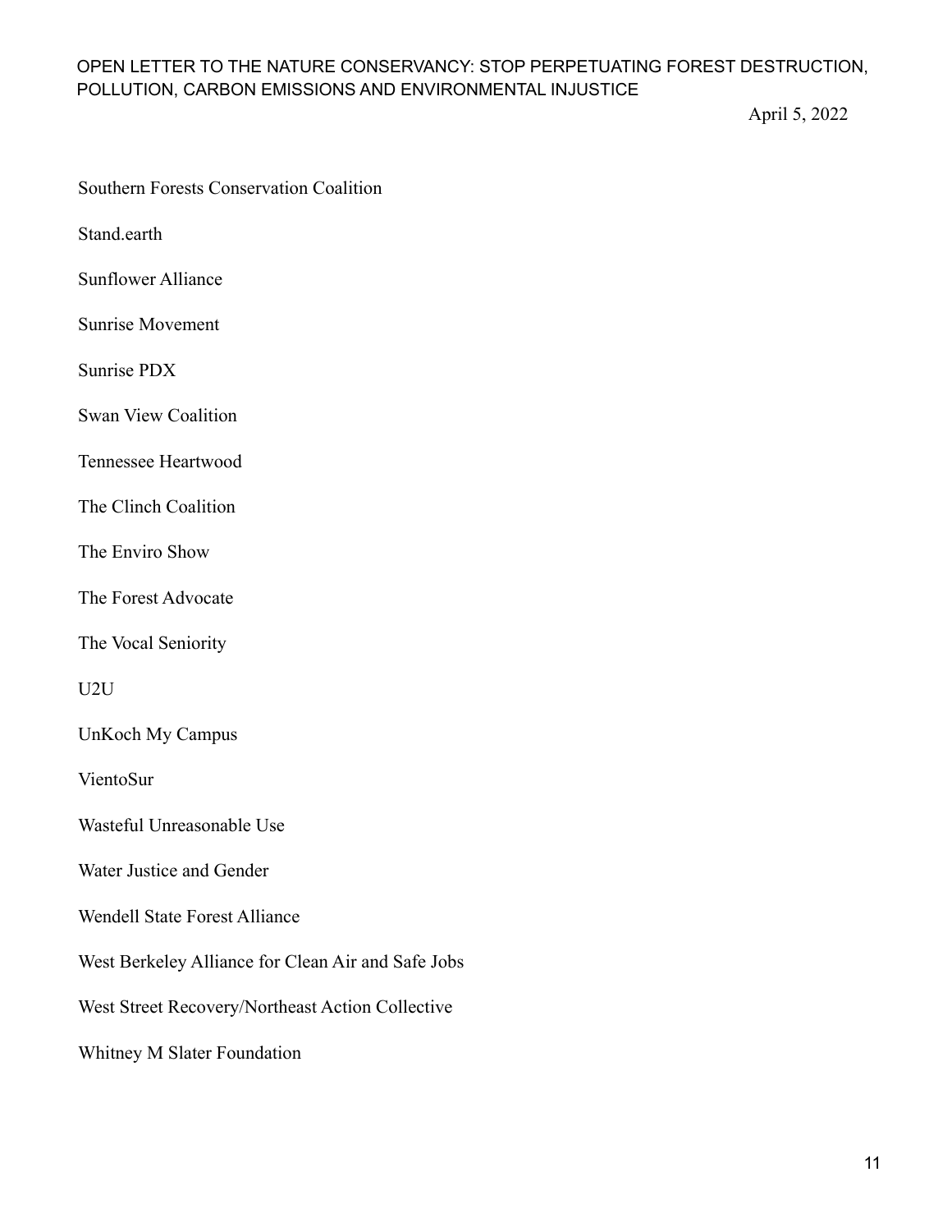Southern Forests Conservation Coalition

Stand.earth

Sunflower Alliance

Sunrise Movement

Sunrise PDX

Swan View Coalition

Tennessee Heartwood

The Clinch Coalition

The Enviro Show

The Forest Advocate

The Vocal Seniority

U2U

UnKoch My Campus

VientoSur

Wasteful Unreasonable Use

Water Justice and Gender

Wendell State Forest Alliance

West Berkeley Alliance for Clean Air and Safe Jobs

West Street Recovery/Northeast Action Collective

Whitney M Slater Foundation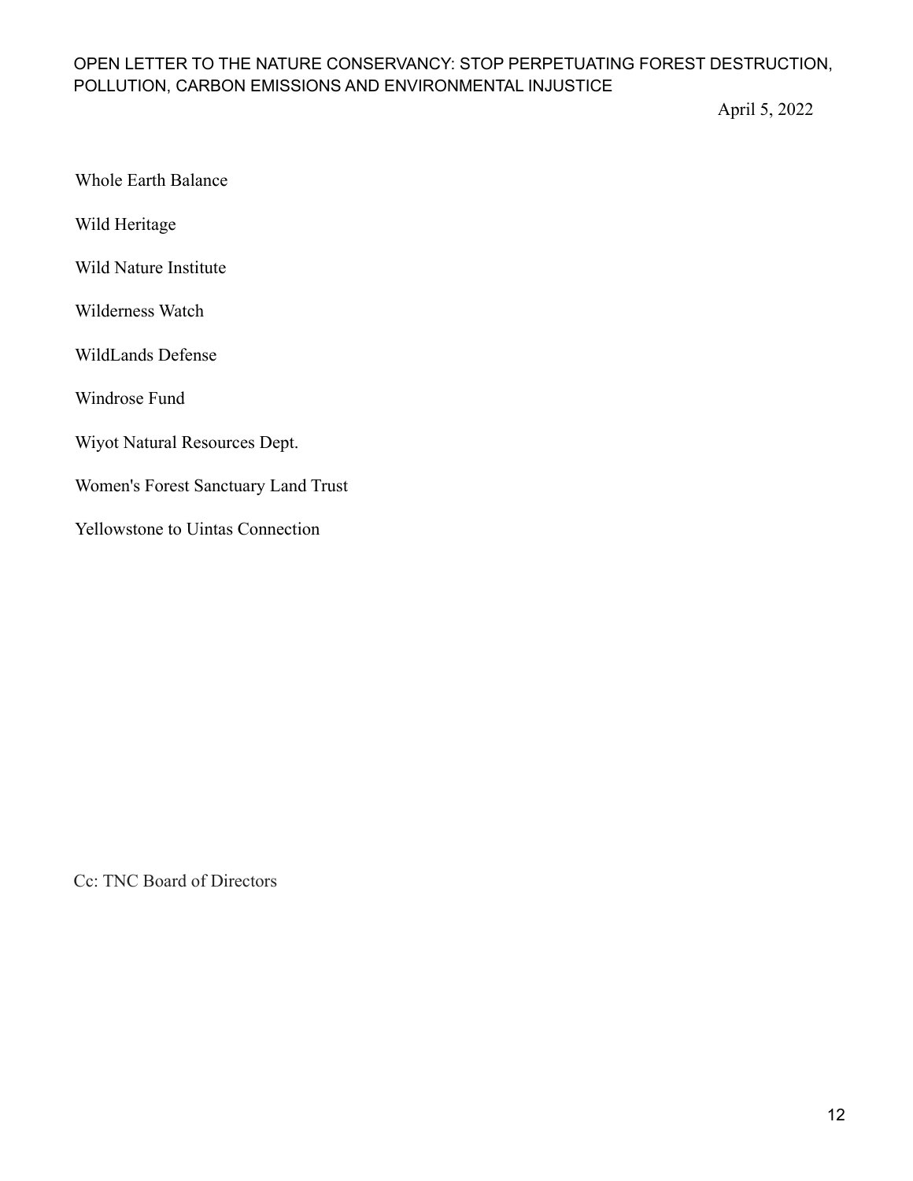Whole Earth Balance

Wild Heritage

Wild Nature Institute

Wilderness Watch

WildLands Defense

Windrose Fund

Wiyot Natural Resources Dept.

Women's Forest Sanctuary Land Trust

Yellowstone to Uintas Connection

Cc: TNC Board of Directors